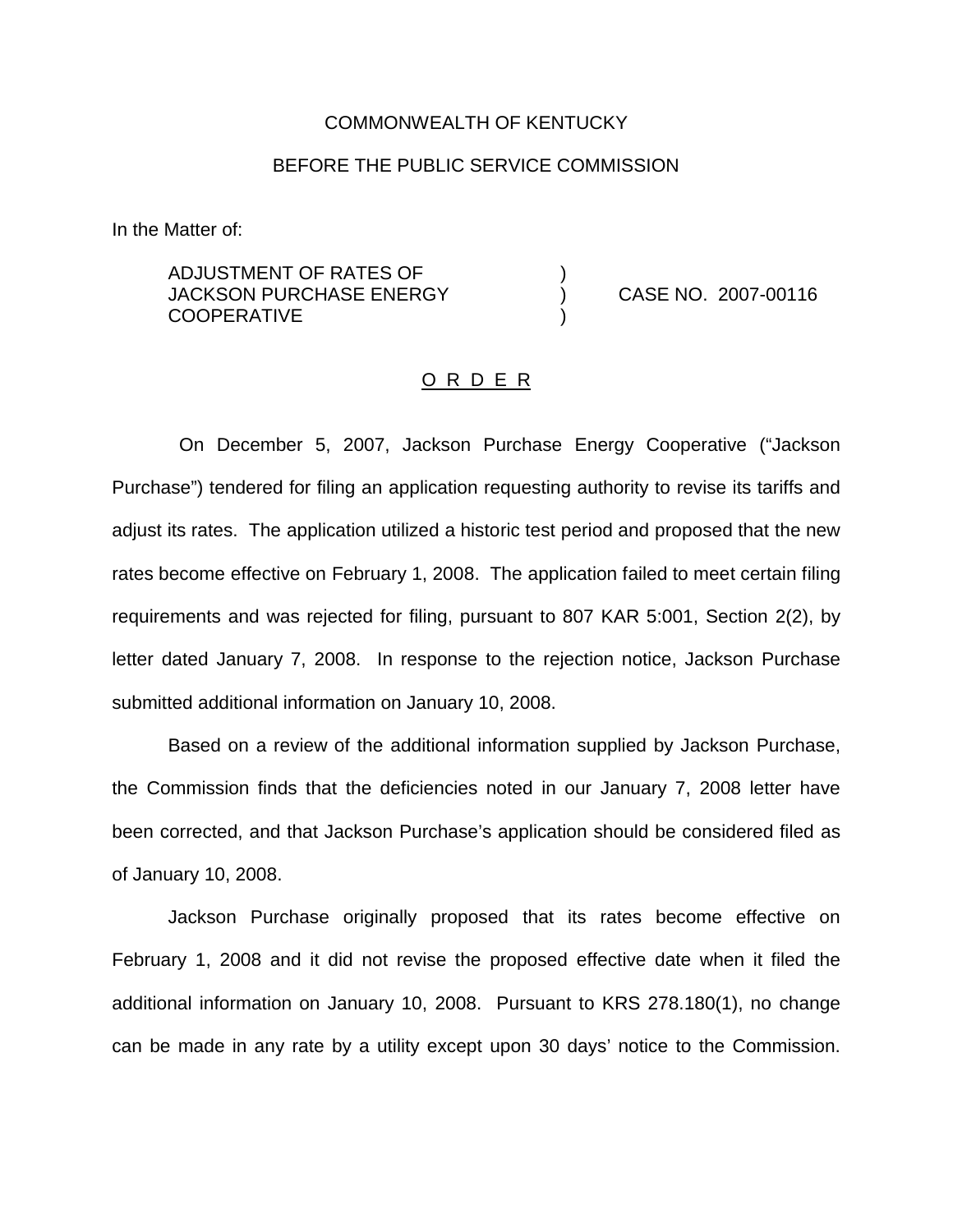COMMONWEALTH OF KENTUCKY

BEFORE THE PUBLIC SERVICE COMMISSION

In the Matter of:

| | | |
|---|---|---|
| ADJUSTMENT OF RATES OF JACKSON PURCHASE ENERGY COOPERATIVE | ) ) ) | CASE NO. 2007-00116 |

O R D E R

On December 5, 2007, Jackson Purchase Energy Cooperative ("Jackson Purchase") tendered for filing an application requesting authority to revise its tariffs and adjust its rates. The application utilized a historic test period and proposed that the new rates become effective on February 1, 2008. The application failed to meet certain filing requirements and was rejected for filing, pursuant to 807 KAR 5:001, Section 2(2), by letter dated January 7, 2008. In response to the rejection notice, Jackson Purchase submitted additional information on January 10, 2008.

Based on a review of the additional information supplied by Jackson Purchase, the Commission finds that the deficiencies noted in our January 7, 2008 letter have been corrected, and that Jackson Purchase's application should be considered filed as of January 10, 2008.

Jackson Purchase originally proposed that its rates become effective on February 1, 2008 and it did not revise the proposed effective date when it filed the additional information on January 10, 2008. Pursuant to KRS 278.180(1), no change can be made in any rate by a utility except upon 30 days' notice to the Commission.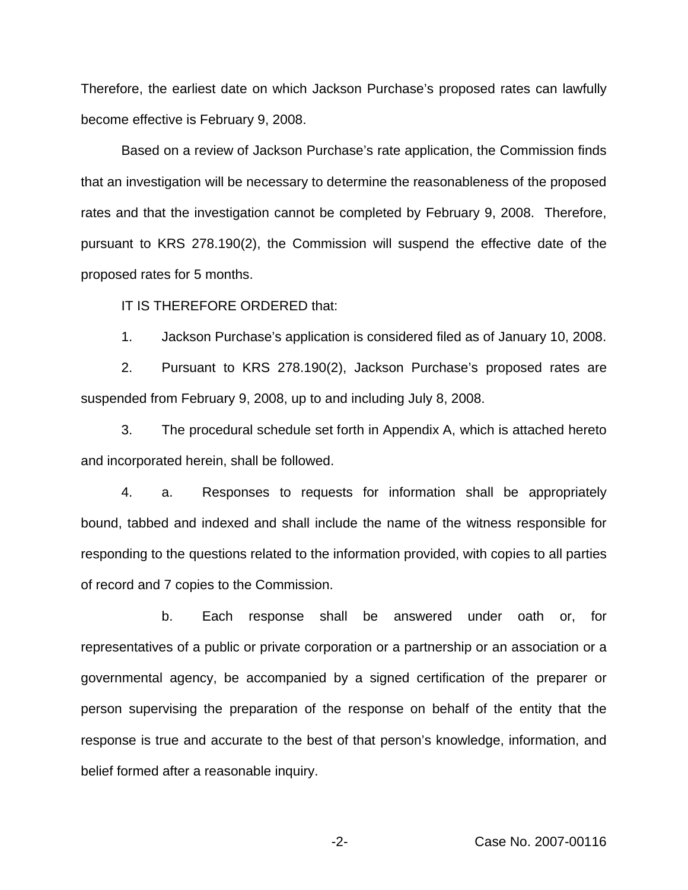Therefore, the earliest date on which Jackson Purchase's proposed rates can lawfully become effective is February 9, 2008.

Based on a review of Jackson Purchase's rate application, the Commission finds that an investigation will be necessary to determine the reasonableness of the proposed rates and that the investigation cannot be completed by February 9, 2008. Therefore, pursuant to KRS 278.190(2), the Commission will suspend the effective date of the proposed rates for 5 months.

IT IS THEREFORE ORDERED that:

1. Jackson Purchase's application is considered filed as of January 10, 2008.

2. Pursuant to KRS 278.190(2), Jackson Purchase's proposed rates are suspended from February 9, 2008, up to and including July 8, 2008.

3. The procedural schedule set forth in Appendix A, which is attached hereto and incorporated herein, shall be followed.

4. a. Responses to requests for information shall be appropriately bound, tabbed and indexed and shall include the name of the witness responsible for responding to the questions related to the information provided, with copies to all parties of record and 7 copies to the Commission.

b. Each response shall be answered under oath or, for representatives of a public or private corporation or a partnership or an association or a governmental agency, be accompanied by a signed certification of the preparer or person supervising the preparation of the response on behalf of the entity that the response is true and accurate to the best of that person's knowledge, information, and belief formed after a reasonable inquiry.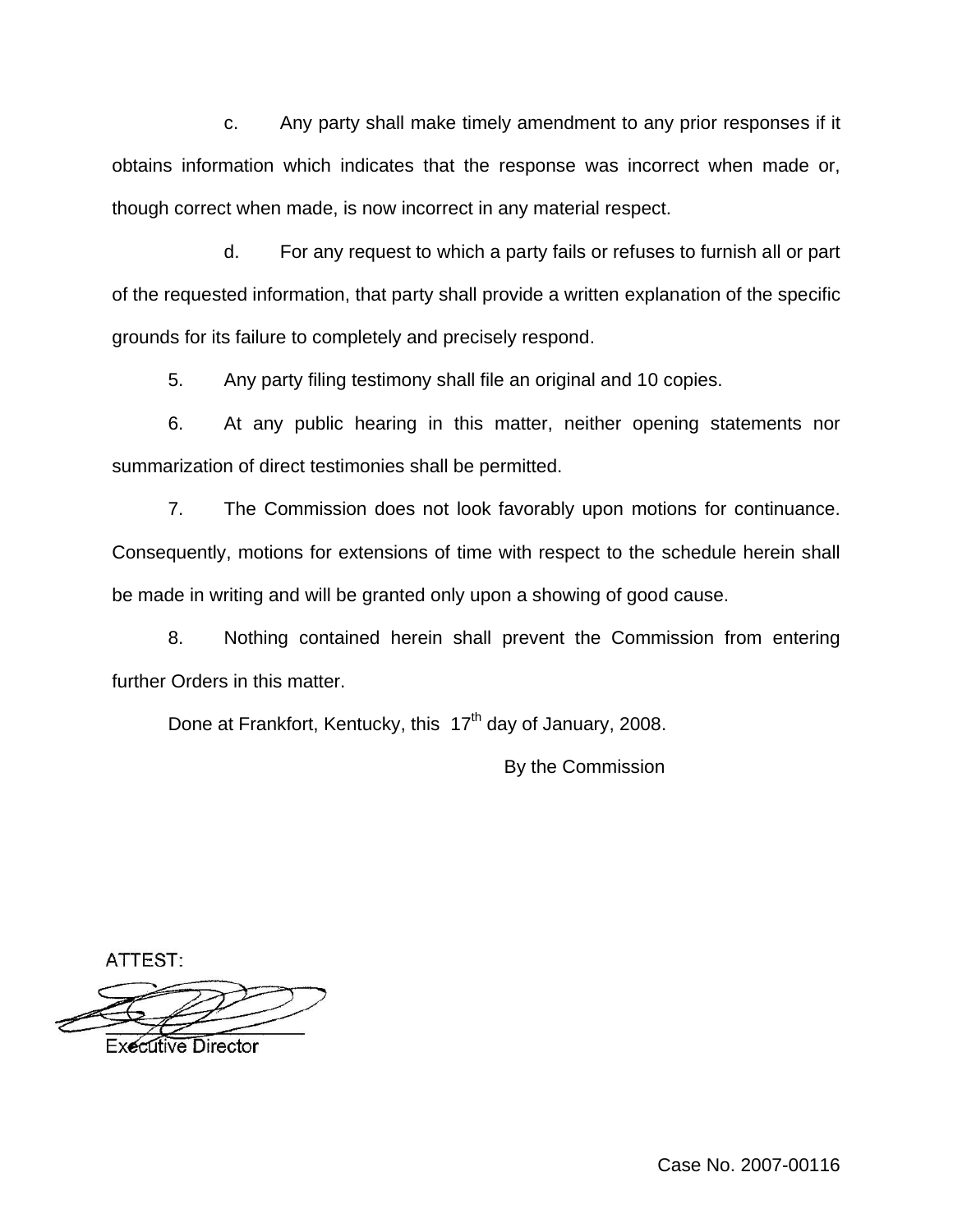c. Any party shall make timely amendment to any prior responses if it obtains information which indicates that the response was incorrect when made or, though correct when made, is now incorrect in any material respect.

d. For any request to which a party fails or refuses to furnish all or part of the requested information, that party shall provide a written explanation of the specific grounds for its failure to completely and precisely respond.

5. Any party filing testimony shall file an original and 10 copies.

6. At any public hearing in this matter, neither opening statements nor summarization of direct testimonies shall be permitted.

7. The Commission does not look favorably upon motions for continuance. Consequently, motions for extensions of time with respect to the schedule herein shall be made in writing and will be granted only upon a showing of good cause.

8. Nothing contained herein shall prevent the Commission from entering further Orders in this matter.

Done at Frankfort, Kentucky, this 17th day of January, 2008.

By the Commission

ATTEST:

Executive Director

Case No. 2007-00116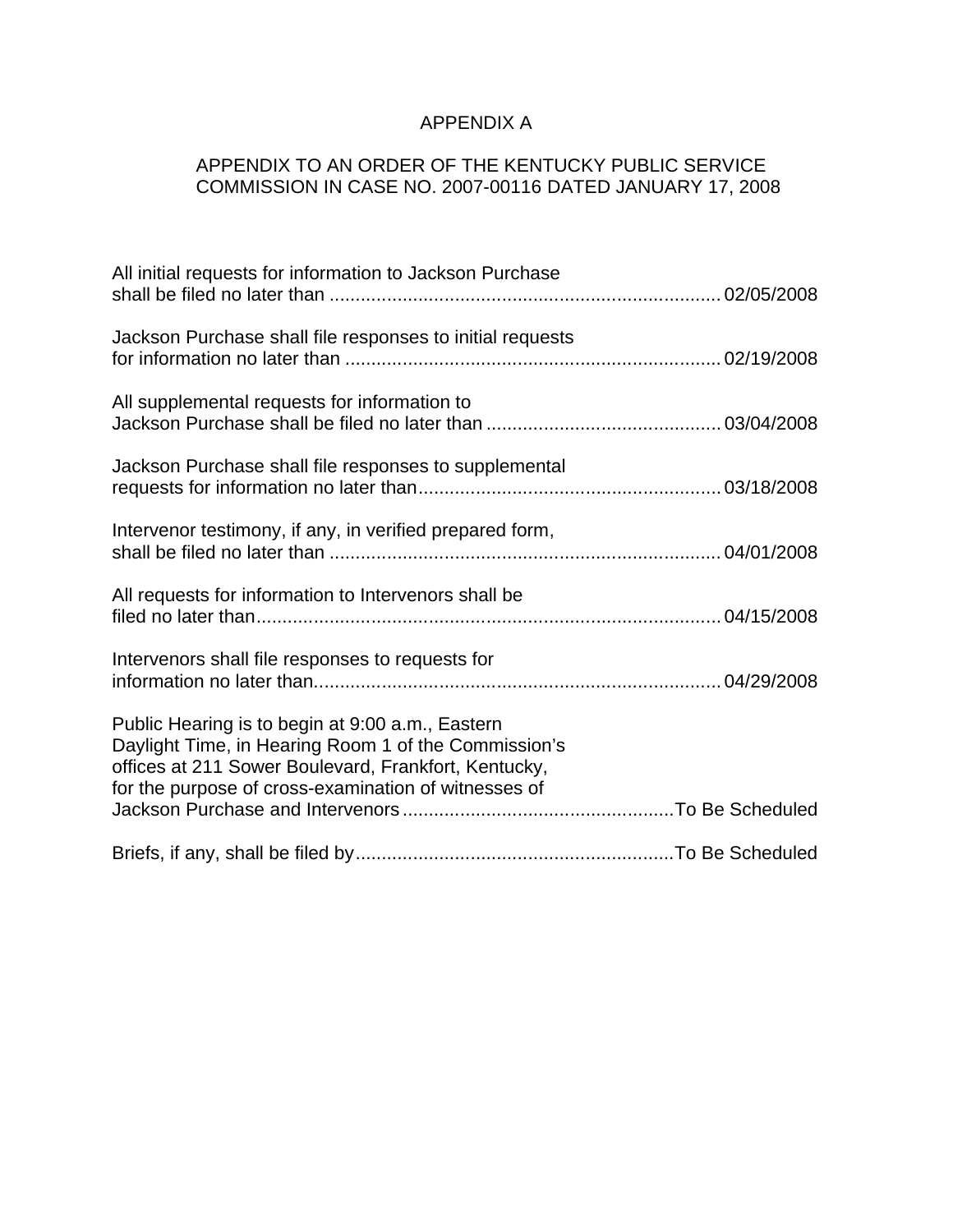APPENDIX A

APPENDIX TO AN ORDER OF THE KENTUCKY PUBLIC SERVICE COMMISSION IN CASE NO. 2007-00116 DATED JANUARY 17, 2008

All initial requests for information to Jackson Purchase shall be filed no later than .......................................................................... 02/05/2008

Jackson Purchase shall file responses to initial requests for information no later than ........................................................................ 02/19/2008

All supplemental requests for information to Jackson Purchase shall be filed no later than ............................................. 03/04/2008

Jackson Purchase shall file responses to supplemental requests for information no later than.......................................................... 03/18/2008

Intervenor testimony, if any, in verified prepared form, shall be filed no later than .......................................................................... 04/01/2008

All requests for information to Intervenors shall be filed no later than........................................................................................ 04/15/2008

Intervenors shall file responses to requests for information no later than.............................................................................. 04/29/2008

Public Hearing is to begin at 9:00 a.m., Eastern Daylight Time, in Hearing Room 1 of the Commission's offices at 211 Sower Boulevard, Frankfort, Kentucky, for the purpose of cross-examination of witnesses of Jackson Purchase and Intervenors ....................................................To Be Scheduled

Briefs, if any, shall be filed by.............................................................To Be Scheduled